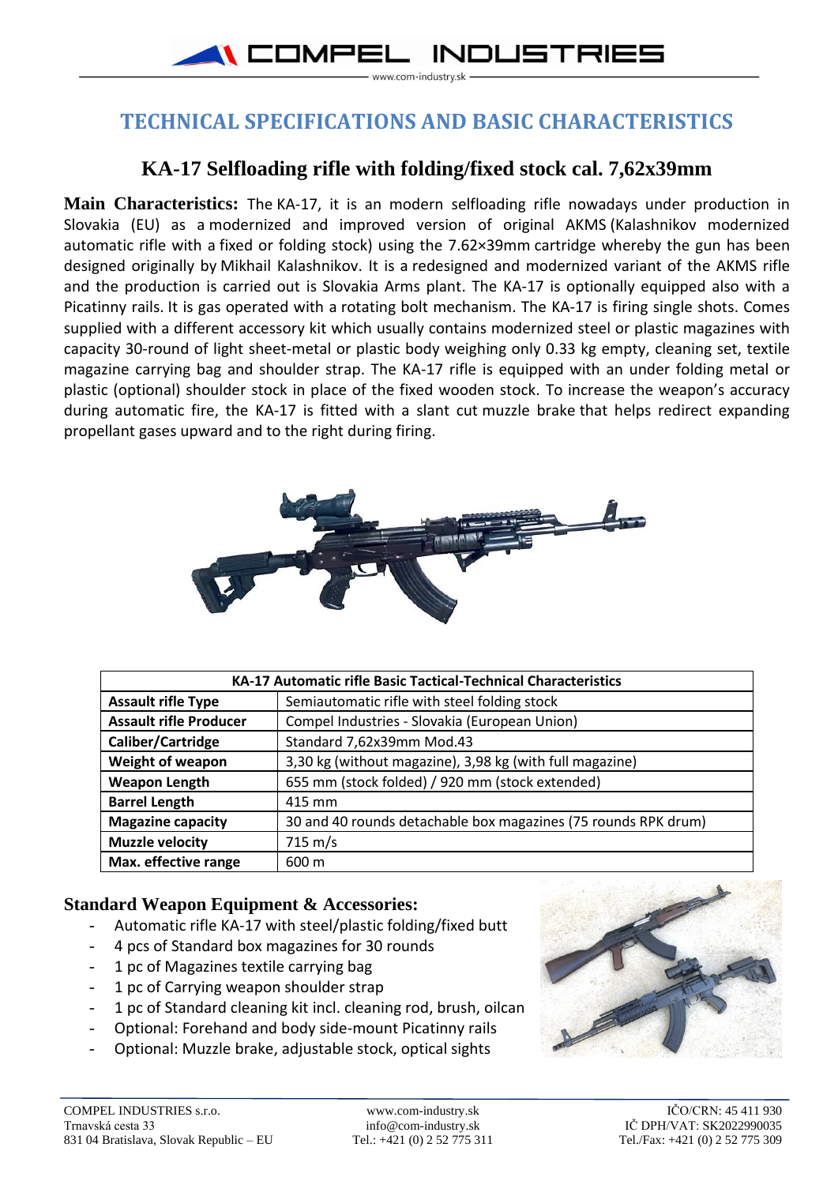# TECHNICAL SPECIFICATIONS AND BASIC CHARACTERISTICS

## KA-17 Selfloading rifle with folding/fixed stock cal. 7,62x39mm

**Main Characteristics:** The KA-17, it is an modern selfloading rifle nowadays under production in Slovakia (EU) as a modernized and improved version of original AKMS (Kalashnikov modernized automatic rifle with a fixed or folding stock) using the 7.62×39mm cartridge whereby the gun has been designed originally by Mikhail Kalashnikov. It is a redesigned and modernized variant of the AKMS rifle and the production is carried out is Slovakia Arms plant. The KA-17 is optionally equipped also with a Picatinny rails. It is gas operated with a rotating bolt mechanism. The KA-17 is firing single shots. Comes supplied with a different accessory kit which usually contains modernized steel or plastic magazines with capacity 30-round of light sheet-metal or plastic body weighing only 0.33 kg empty, cleaning set, textile magazine carrying bag and shoulder strap. The KA-17 rifle is equipped with an under folding metal or plastic (optional) shoulder stock in place of the fixed wooden stock. To increase the weapon's accuracy during automatic fire, the KA-17 is fitted with a slant cut muzzle brake that helps redirect expanding propellant gases upward and to the right during firing.

| KA-17 Automatic rifle Basic Tactical-Technical Characteristics | |
|---|---|
| **Assault rifle Type** | Semiautomatic rifle with steel folding stock |
| **Assault rifle Producer** | Compel Industries - Slovakia (European Union) |
| **Caliber/Cartridge** | Standard 7,62x39mm Mod.43 |
| **Weight of weapon** | 3,30 kg (without magazine), 3,98 kg (with full magazine) |
| **Weapon Length** | 655 mm (stock folded) / 920 mm (stock extended) |
| **Barrel Length** | 415 mm |
| **Magazine capacity** | 30 and 40 rounds detachable box magazines (75 rounds RPK drum) |
| **Muzzle velocity** | 715 m/s |
| **Max. effective range** | 600 m |

### Standard Weapon Equipment & Accessories:

- Automatic rifle KA-17 with steel/plastic folding/fixed butt
- 4 pcs of Standard box magazines for 30 rounds
- 1 pc of Magazines textile carrying bag
- 1 pc of Carrying weapon shoulder strap
- 1 pc of Standard cleaning kit incl. cleaning rod, brush, oilcan
- Optional: Forehand and body side-mount Picatinny rails
- Optional: Muzzle brake, adjustable stock, optical sights

COMPEL INDUSTRIES s.r.o.
Trnavská cesta 33
831 04 Bratislava, Slovak Republic – EU

www.com-industry.sk
info@com-industry.sk
Tel.: +421 (0) 2 52 775 311

IČO/CRN: 45 411 930
IČ DPH/VAT: SK2022990035
Tel./Fax: +421 (0) 2 52 775 309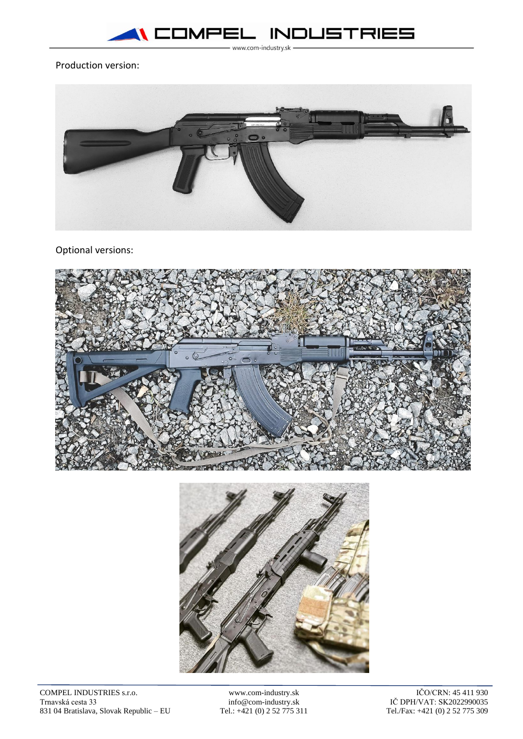Production version:

Optional versions: